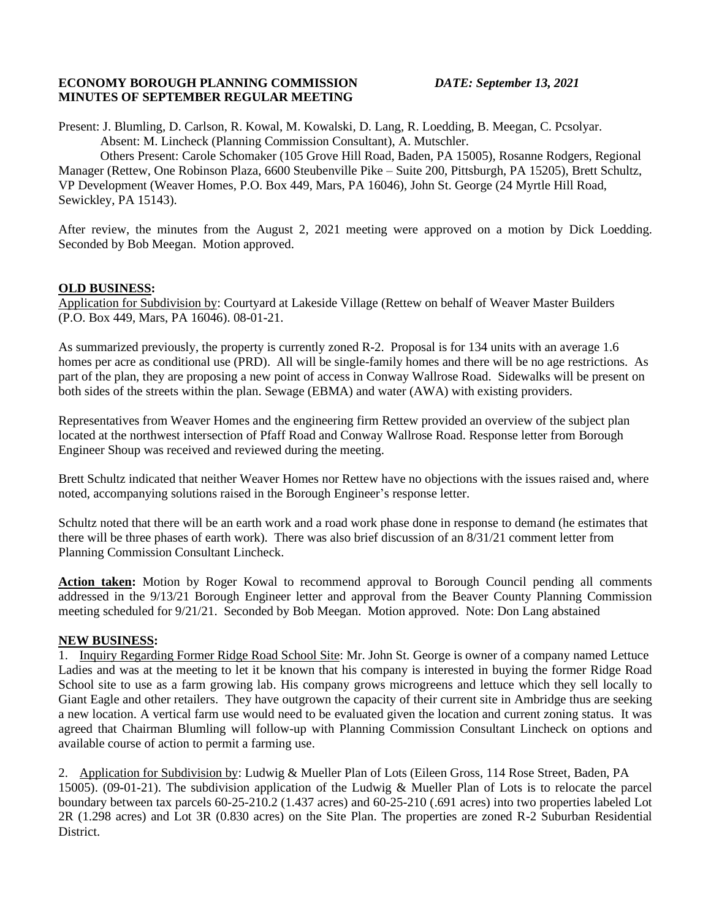**ECONOMY BOROUGH PLANNING COMMISSION** *DATE: September 13, 2021*
**MINUTES OF SEPTEMBER REGULAR MEETING**

Present: J. Blumling, D. Carlson, R. Kowal, M. Kowalski, D. Lang, R. Loedding, B. Meegan, C. Pcsolyar.
Absent: M. Lincheck (Planning Commission Consultant), A. Mutschler.
Others Present: Carole Schomaker (105 Grove Hill Road, Baden, PA 15005), Rosanne Rodgers, Regional Manager (Rettew, One Robinson Plaza, 6600 Steubenville Pike – Suite 200, Pittsburgh, PA 15205), Brett Schultz, VP Development (Weaver Homes, P.O. Box 449, Mars, PA 16046), John St. George (24 Myrtle Hill Road, Sewickley, PA 15143).

After review, the minutes from the August 2, 2021 meeting were approved on a motion by Dick Loedding. Seconded by Bob Meegan. Motion approved.

**OLD BUSINESS:**

Application for Subdivision by: Courtyard at Lakeside Village (Rettew on behalf of Weaver Master Builders (P.O. Box 449, Mars, PA 16046). 08-01-21.

As summarized previously, the property is currently zoned R-2. Proposal is for 134 units with an average 1.6 homes per acre as conditional use (PRD). All will be single-family homes and there will be no age restrictions. As part of the plan, they are proposing a new point of access in Conway Wallrose Road. Sidewalks will be present on both sides of the streets within the plan. Sewage (EBMA) and water (AWA) with existing providers.

Representatives from Weaver Homes and the engineering firm Rettew provided an overview of the subject plan located at the northwest intersection of Pfaff Road and Conway Wallrose Road. Response letter from Borough Engineer Shoup was received and reviewed during the meeting.

Brett Schultz indicated that neither Weaver Homes nor Rettew have no objections with the issues raised and, where noted, accompanying solutions raised in the Borough Engineer's response letter.

Schultz noted that there will be an earth work and a road work phase done in response to demand (he estimates that there will be three phases of earth work). There was also brief discussion of an 8/31/21 comment letter from Planning Commission Consultant Lincheck.

**Action taken:** Motion by Roger Kowal to recommend approval to Borough Council pending all comments addressed in the 9/13/21 Borough Engineer letter and approval from the Beaver County Planning Commission meeting scheduled for 9/21/21. Seconded by Bob Meegan. Motion approved. Note: Don Lang abstained

**NEW BUSINESS:**

1. Inquiry Regarding Former Ridge Road School Site: Mr. John St. George is owner of a company named Lettuce Ladies and was at the meeting to let it be known that his company is interested in buying the former Ridge Road School site to use as a farm growing lab. His company grows microgreens and lettuce which they sell locally to Giant Eagle and other retailers. They have outgrown the capacity of their current site in Ambridge thus are seeking a new location. A vertical farm use would need to be evaluated given the location and current zoning status. It was agreed that Chairman Blumling will follow-up with Planning Commission Consultant Lincheck on options and available course of action to permit a farming use.

2. Application for Subdivision by: Ludwig & Mueller Plan of Lots (Eileen Gross, 114 Rose Street, Baden, PA 15005). (09-01-21). The subdivision application of the Ludwig & Mueller Plan of Lots is to relocate the parcel boundary between tax parcels 60-25-210.2 (1.437 acres) and 60-25-210 (.691 acres) into two properties labeled Lot 2R (1.298 acres) and Lot 3R (0.830 acres) on the Site Plan. The properties are zoned R-2 Suburban Residential District.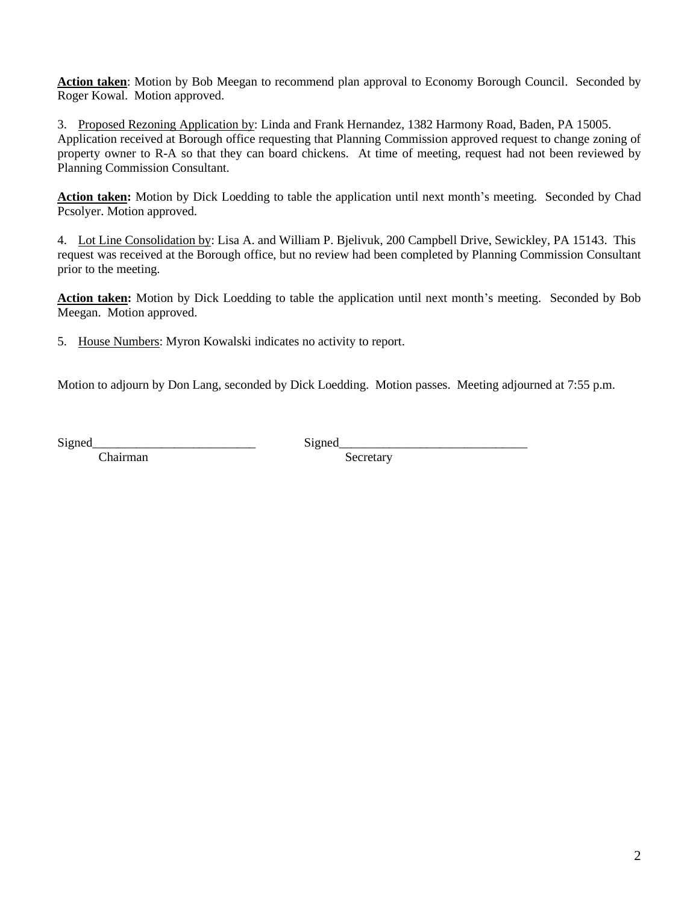**<u>Action taken</u>**: Motion by Bob Meegan to recommend plan approval to Economy Borough Council. Seconded by Roger Kowal. Motion approved.

3. <u>Proposed Rezoning Application by</u>: Linda and Frank Hernandez, 1382 Harmony Road, Baden, PA 15005. Application received at Borough office requesting that Planning Commission approved request to change zoning of property owner to R-A so that they can board chickens. At time of meeting, request had not been reviewed by Planning Commission Consultant.

**<u>Action taken</u>:** Motion by Dick Loedding to table the application until next month's meeting. Seconded by Chad Pcsolyer. Motion approved.

4. <u>Lot Line Consolidation by</u>: Lisa A. and William P. Bjelivuk, 200 Campbell Drive, Sewickley, PA 15143. This request was received at the Borough office, but no review had been completed by Planning Commission Consultant prior to the meeting.

**<u>Action taken</u>:** Motion by Dick Loedding to table the application until next month's meeting. Seconded by Bob Meegan. Motion approved.

5. <u>House Numbers</u>: Myron Kowalski indicates no activity to report.

Motion to adjourn by Don Lang, seconded by Dick Loedding. Motion passes. Meeting adjourned at 7:55 p.m.

Signed___________________________ Signed______________________________
Chairman Secretary